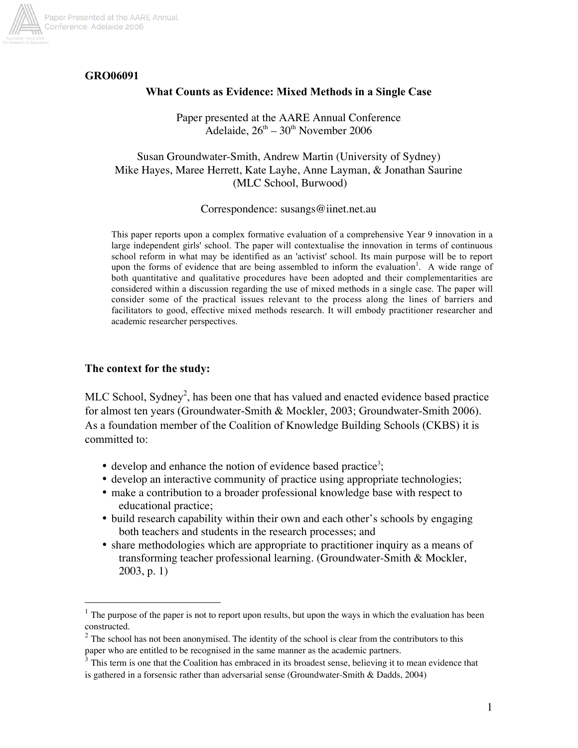**GRO06091**

# What Counts as Evidence: Mixed Methods in a Single Case

Paper presented at the AARE Annual Conference
Adelaide, 26th – 30th November 2006

Susan Groundwater-Smith, Andrew Martin (University of Sydney)
Mike Hayes, Maree Herrett, Kate Layhe, Anne Layman, & Jonathan Saurine
(MLC School, Burwood)

Correspondence: susangs@iinet.net.au

This paper reports upon a complex formative evaluation of a comprehensive Year 9 innovation in a large independent girls' school. The paper will contextualise the innovation in terms of continuous school reform in what may be identified as an 'activist' school. Its main purpose will be to report upon the forms of evidence that are being assembled to inform the evaluation[1]. A wide range of both quantitative and qualitative procedures have been adopted and their complementarities are considered within a discussion regarding the use of mixed methods in a single case. The paper will consider some of the practical issues relevant to the process along the lines of barriers and facilitators to good, effective mixed methods research. It will embody practitioner researcher and academic researcher perspectives.

## The context for the study:

MLC School, Sydney[2], has been one that has valued and enacted evidence based practice for almost ten years (Groundwater-Smith & Mockler, 2003; Groundwater-Smith 2006). As a foundation member of the Coalition of Knowledge Building Schools (CKBS) it is committed to:

- develop and enhance the notion of evidence based practice[3];
- develop an interactive community of practice using appropriate technologies;
- make a contribution to a broader professional knowledge base with respect to educational practice;
- build research capability within their own and each other's schools by engaging both teachers and students in the research processes; and
- share methodologies which are appropriate to practitioner inquiry as a means of transforming teacher professional learning. (Groundwater-Smith & Mockler, 2003, p. 1)

---

[1] The purpose of the paper is not to report upon results, but upon the ways in which the evaluation has been constructed.

[2] The school has not been anonymised. The identity of the school is clear from the contributors to this paper who are entitled to be recognised in the same manner as the academic partners.

[3] This term is one that the Coalition has embraced in its broadest sense, believing it to mean evidence that is gathered in a forsensic rather than adversarial sense (Groundwater-Smith & Dadds, 2004)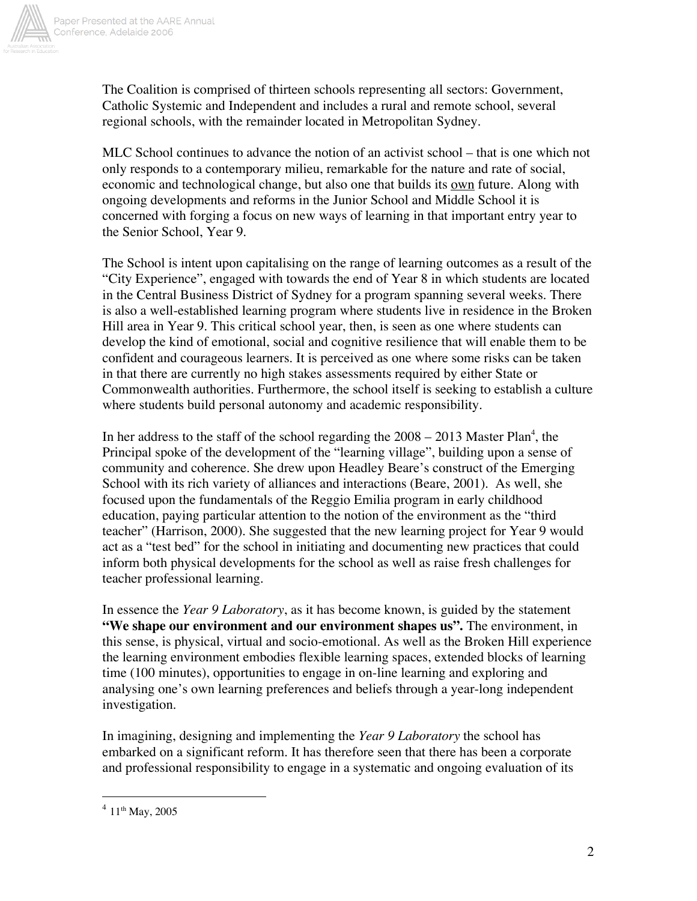The Coalition is comprised of thirteen schools representing all sectors: Government, Catholic Systemic and Independent and includes a rural and remote school, several regional schools, with the remainder located in Metropolitan Sydney.

MLC School continues to advance the notion of an activist school – that is one which not only responds to a contemporary milieu, remarkable for the nature and rate of social, economic and technological change, but also one that builds its <u>own</u> future. Along with ongoing developments and reforms in the Junior School and Middle School it is concerned with forging a focus on new ways of learning in that important entry year to the Senior School, Year 9.

The School is intent upon capitalising on the range of learning outcomes as a result of the "City Experience", engaged with towards the end of Year 8 in which students are located in the Central Business District of Sydney for a program spanning several weeks. There is also a well-established learning program where students live in residence in the Broken Hill area in Year 9. This critical school year, then, is seen as one where students can develop the kind of emotional, social and cognitive resilience that will enable them to be confident and courageous learners. It is perceived as one where some risks can be taken in that there are currently no high stakes assessments required by either State or Commonwealth authorities. Furthermore, the school itself is seeking to establish a culture where students build personal autonomy and academic responsibility.

In her address to the staff of the school regarding the 2008 – 2013 Master Plan[4], the Principal spoke of the development of the "learning village", building upon a sense of community and coherence. She drew upon Headley Beare's construct of the Emerging School with its rich variety of alliances and interactions (Beare, 2001). As well, she focused upon the fundamentals of the Reggio Emilia program in early childhood education, paying particular attention to the notion of the environment as the "third teacher" (Harrison, 2000). She suggested that the new learning project for Year 9 would act as a "test bed" for the school in initiating and documenting new practices that could inform both physical developments for the school as well as raise fresh challenges for teacher professional learning.

In essence the *Year 9 Laboratory*, as it has become known, is guided by the statement **"We shape our environment and our environment shapes us".** The environment, in this sense, is physical, virtual and socio-emotional. As well as the Broken Hill experience the learning environment embodies flexible learning spaces, extended blocks of learning time (100 minutes), opportunities to engage in on-line learning and exploring and analysing one's own learning preferences and beliefs through a year-long independent investigation.

In imagining, designing and implementing the *Year 9 Laboratory* the school has embarked on a significant reform. It has therefore seen that there has been a corporate and professional responsibility to engage in a systematic and ongoing evaluation of its

[4] 11th May, 2005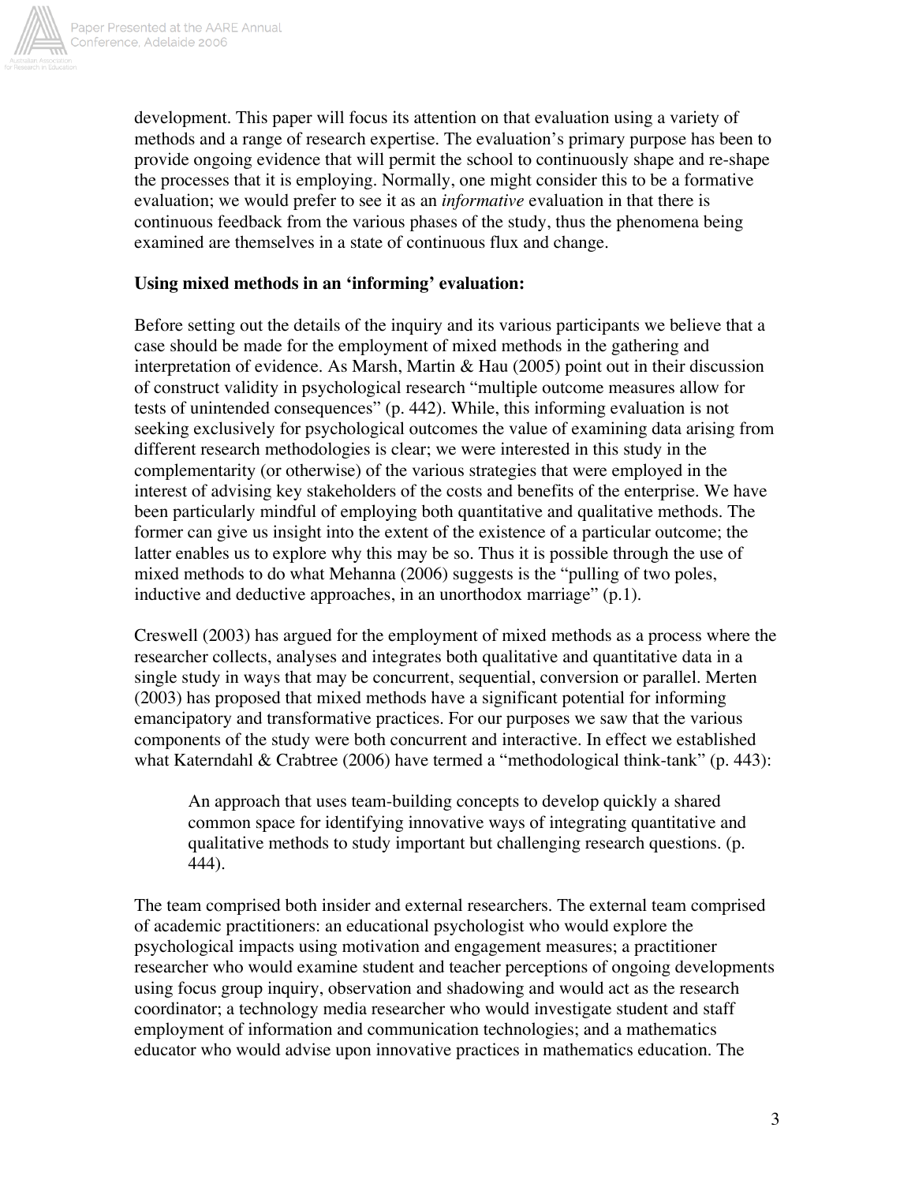development. This paper will focus its attention on that evaluation using a variety of methods and a range of research expertise. The evaluation's primary purpose has been to provide ongoing evidence that will permit the school to continuously shape and re-shape the processes that it is employing. Normally, one might consider this to be a formative evaluation; we would prefer to see it as an *informative* evaluation in that there is continuous feedback from the various phases of the study, thus the phenomena being examined are themselves in a state of continuous flux and change.

**Using mixed methods in an 'informing' evaluation:**

Before setting out the details of the inquiry and its various participants we believe that a case should be made for the employment of mixed methods in the gathering and interpretation of evidence. As Marsh, Martin & Hau (2005) point out in their discussion of construct validity in psychological research "multiple outcome measures allow for tests of unintended consequences" (p. 442). While, this informing evaluation is not seeking exclusively for psychological outcomes the value of examining data arising from different research methodologies is clear; we were interested in this study in the complementarity (or otherwise) of the various strategies that were employed in the interest of advising key stakeholders of the costs and benefits of the enterprise. We have been particularly mindful of employing both quantitative and qualitative methods. The former can give us insight into the extent of the existence of a particular outcome; the latter enables us to explore why this may be so. Thus it is possible through the use of mixed methods to do what Mehanna (2006) suggests is the "pulling of two poles, inductive and deductive approaches, in an unorthodox marriage" (p.1).

Creswell (2003) has argued for the employment of mixed methods as a process where the researcher collects, analyses and integrates both qualitative and quantitative data in a single study in ways that may be concurrent, sequential, conversion or parallel. Merten (2003) has proposed that mixed methods have a significant potential for informing emancipatory and transformative practices. For our purposes we saw that the various components of the study were both concurrent and interactive. In effect we established what Katerndahl & Crabtree (2006) have termed a "methodological think-tank" (p. 443):

> An approach that uses team-building concepts to develop quickly a shared common space for identifying innovative ways of integrating quantitative and qualitative methods to study important but challenging research questions. (p. 444).

The team comprised both insider and external researchers. The external team comprised of academic practitioners: an educational psychologist who would explore the psychological impacts using motivation and engagement measures; a practitioner researcher who would examine student and teacher perceptions of ongoing developments using focus group inquiry, observation and shadowing and would act as the research coordinator; a technology media researcher who would investigate student and staff employment of information and communication technologies; and a mathematics educator who would advise upon innovative practices in mathematics education. The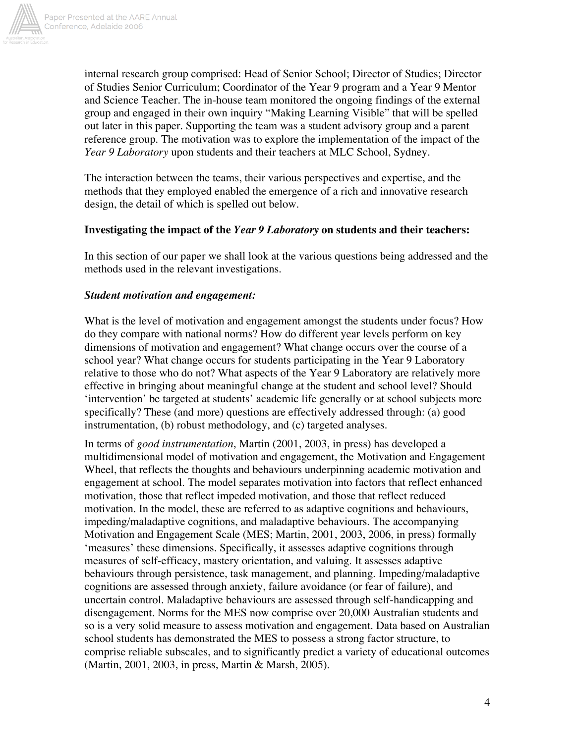internal research group comprised: Head of Senior School; Director of Studies; Director of Studies Senior Curriculum; Coordinator of the Year 9 program and a Year 9 Mentor and Science Teacher. The in-house team monitored the ongoing findings of the external group and engaged in their own inquiry "Making Learning Visible" that will be spelled out later in this paper. Supporting the team was a student advisory group and a parent reference group. The motivation was to explore the implementation of the impact of the *Year 9 Laboratory* upon students and their teachers at MLC School, Sydney.

The interaction between the teams, their various perspectives and expertise, and the methods that they employed enabled the emergence of a rich and innovative research design, the detail of which is spelled out below.

### Investigating the impact of the *Year 9 Laboratory* on students and their teachers:

In this section of our paper we shall look at the various questions being addressed and the methods used in the relevant investigations.

#### *Student motivation and engagement:*

What is the level of motivation and engagement amongst the students under focus? How do they compare with national norms? How do different year levels perform on key dimensions of motivation and engagement? What change occurs over the course of a school year? What change occurs for students participating in the Year 9 Laboratory relative to those who do not? What aspects of the Year 9 Laboratory are relatively more effective in bringing about meaningful change at the student and school level? Should 'intervention' be targeted at students' academic life generally or at school subjects more specifically? These (and more) questions are effectively addressed through: (a) good instrumentation, (b) robust methodology, and (c) targeted analyses.

In terms of *good instrumentation*, Martin (2001, 2003, in press) has developed a multidimensional model of motivation and engagement, the Motivation and Engagement Wheel, that reflects the thoughts and behaviours underpinning academic motivation and engagement at school. The model separates motivation into factors that reflect enhanced motivation, those that reflect impeded motivation, and those that reflect reduced motivation. In the model, these are referred to as adaptive cognitions and behaviours, impeding/maladaptive cognitions, and maladaptive behaviours. The accompanying Motivation and Engagement Scale (MES; Martin, 2001, 2003, 2006, in press) formally 'measures' these dimensions. Specifically, it assesses adaptive cognitions through measures of self-efficacy, mastery orientation, and valuing. It assesses adaptive behaviours through persistence, task management, and planning. Impeding/maladaptive cognitions are assessed through anxiety, failure avoidance (or fear of failure), and uncertain control. Maladaptive behaviours are assessed through self-handicapping and disengagement. Norms for the MES now comprise over 20,000 Australian students and so is a very solid measure to assess motivation and engagement. Data based on Australian school students has demonstrated the MES to possess a strong factor structure, to comprise reliable subscales, and to significantly predict a variety of educational outcomes (Martin, 2001, 2003, in press, Martin & Marsh, 2005).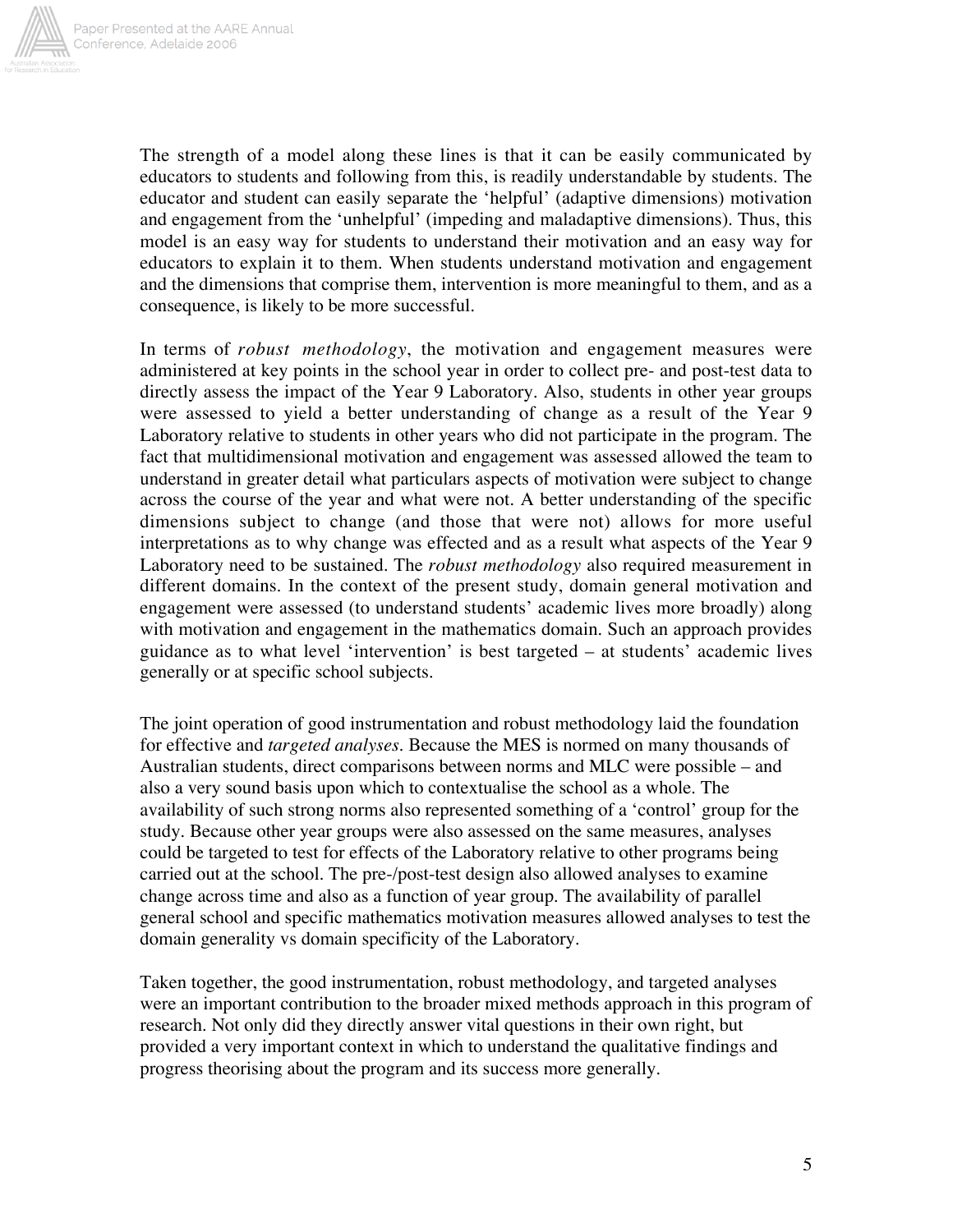The strength of a model along these lines is that it can be easily communicated by educators to students and following from this, is readily understandable by students. The educator and student can easily separate the 'helpful' (adaptive dimensions) motivation and engagement from the 'unhelpful' (impeding and maladaptive dimensions). Thus, this model is an easy way for students to understand their motivation and an easy way for educators to explain it to them. When students understand motivation and engagement and the dimensions that comprise them, intervention is more meaningful to them, and as a consequence, is likely to be more successful.

In terms of *robust methodology*, the motivation and engagement measures were administered at key points in the school year in order to collect pre- and post-test data to directly assess the impact of the Year 9 Laboratory. Also, students in other year groups were assessed to yield a better understanding of change as a result of the Year 9 Laboratory relative to students in other years who did not participate in the program. The fact that multidimensional motivation and engagement was assessed allowed the team to understand in greater detail what particulars aspects of motivation were subject to change across the course of the year and what were not. A better understanding of the specific dimensions subject to change (and those that were not) allows for more useful interpretations as to why change was effected and as a result what aspects of the Year 9 Laboratory need to be sustained. The *robust methodology* also required measurement in different domains. In the context of the present study, domain general motivation and engagement were assessed (to understand students' academic lives more broadly) along with motivation and engagement in the mathematics domain. Such an approach provides guidance as to what level 'intervention' is best targeted – at students' academic lives generally or at specific school subjects.

The joint operation of good instrumentation and robust methodology laid the foundation for effective and *targeted analyses*. Because the MES is normed on many thousands of Australian students, direct comparisons between norms and MLC were possible – and also a very sound basis upon which to contextualise the school as a whole. The availability of such strong norms also represented something of a 'control' group for the study. Because other year groups were also assessed on the same measures, analyses could be targeted to test for effects of the Laboratory relative to other programs being carried out at the school. The pre-/post-test design also allowed analyses to examine change across time and also as a function of year group. The availability of parallel general school and specific mathematics motivation measures allowed analyses to test the domain generality vs domain specificity of the Laboratory.

Taken together, the good instrumentation, robust methodology, and targeted analyses were an important contribution to the broader mixed methods approach in this program of research. Not only did they directly answer vital questions in their own right, but provided a very important context in which to understand the qualitative findings and progress theorising about the program and its success more generally.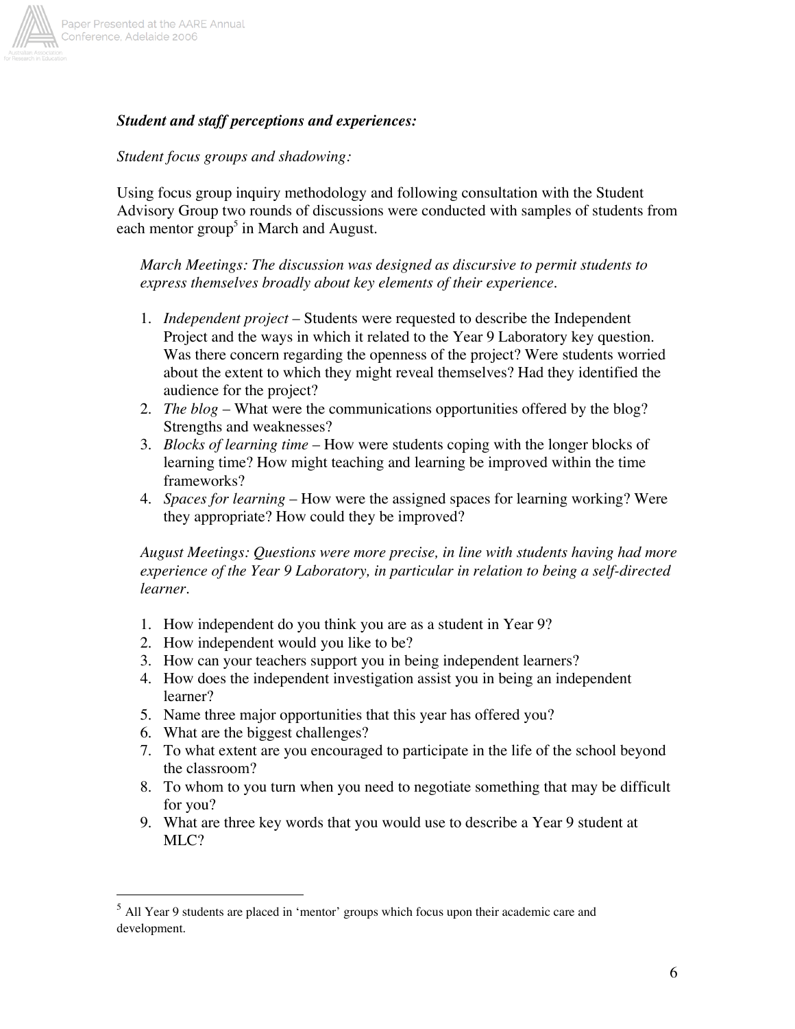***Student and staff perceptions and experiences:***

*Student focus groups and shadowing:*

Using focus group inquiry methodology and following consultation with the Student Advisory Group two rounds of discussions were conducted with samples of students from each mentor group[5] in March and August.

> *March Meetings: The discussion was designed as discursive to permit students to express themselves broadly about key elements of their experience.*
>
> 1. *Independent project* – Students were requested to describe the Independent Project and the ways in which it related to the Year 9 Laboratory key question. Was there concern regarding the openness of the project? Were students worried about the extent to which they might reveal themselves? Had they identified the audience for the project?
> 2. *The blog* – What were the communications opportunities offered by the blog? Strengths and weaknesses?
> 3. *Blocks of learning time* – How were students coping with the longer blocks of learning time? How might teaching and learning be improved within the time frameworks?
> 4. *Spaces for learning* – How were the assigned spaces for learning working? Were they appropriate? How could they be improved?
>
> *August Meetings: Questions were more precise, in line with students having had more experience of the Year 9 Laboratory, in particular in relation to being a self-directed learner.*
>
> 1. How independent do you think you are as a student in Year 9?
> 2. How independent would you like to be?
> 3. How can your teachers support you in being independent learners?
> 4. How does the independent investigation assist you in being an independent learner?
> 5. Name three major opportunities that this year has offered you?
> 6. What are the biggest challenges?
> 7. To what extent are you encouraged to participate in the life of the school beyond the classroom?
> 8. To whom to you turn when you need to negotiate something that may be difficult for you?
> 9. What are three key words that you would use to describe a Year 9 student at MLC?

---

[5] All Year 9 students are placed in 'mentor' groups which focus upon their academic care and development.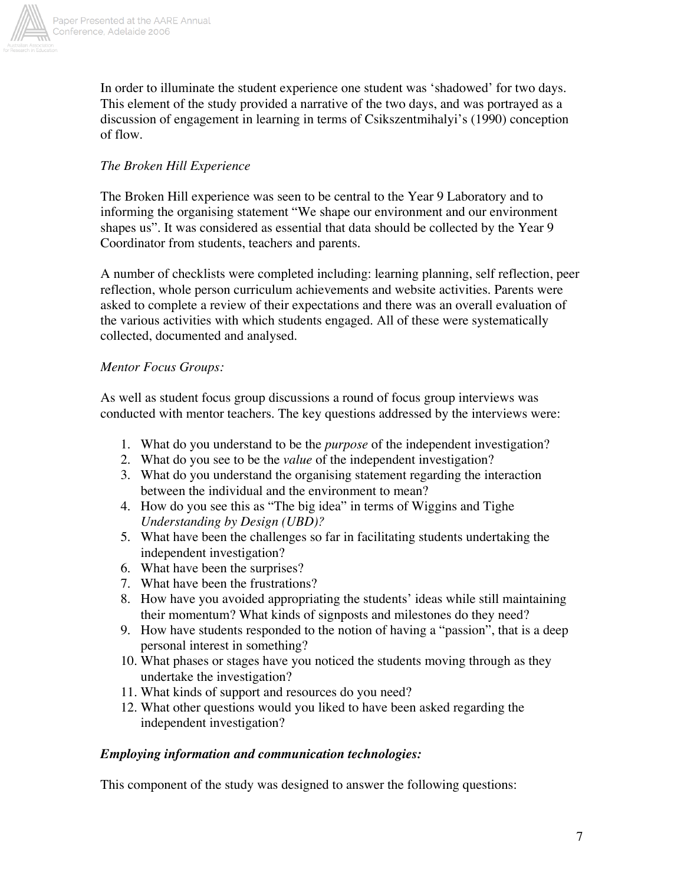In order to illuminate the student experience one student was 'shadowed' for two days. This element of the study provided a narrative of the two days, and was portrayed as a discussion of engagement in learning in terms of Csikszentmihalyi's (1990) conception of flow.

*The Broken Hill Experience*

The Broken Hill experience was seen to be central to the Year 9 Laboratory and to informing the organising statement "We shape our environment and our environment shapes us". It was considered as essential that data should be collected by the Year 9 Coordinator from students, teachers and parents.

A number of checklists were completed including: learning planning, self reflection, peer reflection, whole person curriculum achievements and website activities. Parents were asked to complete a review of their expectations and there was an overall evaluation of the various activities with which students engaged. All of these were systematically collected, documented and analysed.

*Mentor Focus Groups:*

As well as student focus group discussions a round of focus group interviews was conducted with mentor teachers. The key questions addressed by the interviews were:

1. What do you understand to be the *purpose* of the independent investigation?
2. What do you see to be the *value* of the independent investigation?
3. What do you understand the organising statement regarding the interaction between the individual and the environment to mean?
4. How do you see this as "The big idea" in terms of Wiggins and Tighe *Understanding by Design (UBD)?*
5. What have been the challenges so far in facilitating students undertaking the independent investigation?
6. What have been the surprises?
7. What have been the frustrations?
8. How have you avoided appropriating the students' ideas while still maintaining their momentum? What kinds of signposts and milestones do they need?
9. How have students responded to the notion of having a "passion", that is a deep personal interest in something?
10. What phases or stages have you noticed the students moving through as they undertake the investigation?
11. What kinds of support and resources do you need?
12. What other questions would you liked to have been asked regarding the independent investigation?

***Employing information and communication technologies:***

This component of the study was designed to answer the following questions: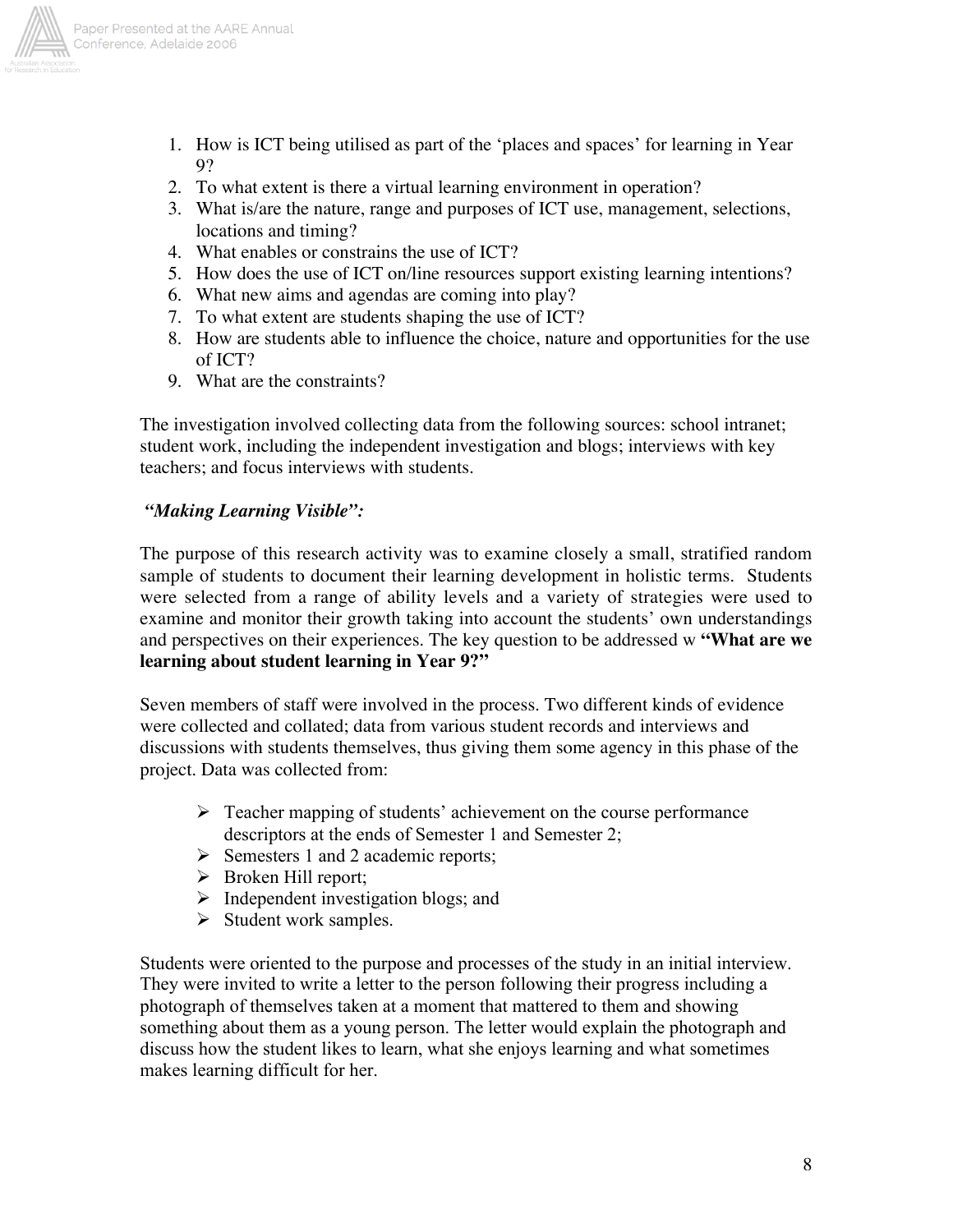1. How is ICT being utilised as part of the 'places and spaces' for learning in Year 9?
2. To what extent is there a virtual learning environment in operation?
3. What is/are the nature, range and purposes of ICT use, management, selections, locations and timing?
4. What enables or constrains the use of ICT?
5. How does the use of ICT on/line resources support existing learning intentions?
6. What new aims and agendas are coming into play?
7. To what extent are students shaping the use of ICT?
8. How are students able to influence the choice, nature and opportunities for the use of ICT?
9. What are the constraints?

The investigation involved collecting data from the following sources: school intranet; student work, including the independent investigation and blogs; interviews with key teachers; and focus interviews with students.

***"Making Learning Visible":***

The purpose of this research activity was to examine closely a small, stratified random sample of students to document their learning development in holistic terms. Students were selected from a range of ability levels and a variety of strategies were used to examine and monitor their growth taking into account the students' own understandings and perspectives on their experiences. The key question to be addressed w **"What are we learning about student learning in Year 9?"**

Seven members of staff were involved in the process. Two different kinds of evidence were collected and collated; data from various student records and interviews and discussions with students themselves, thus giving them some agency in this phase of the project. Data was collected from:

- Teacher mapping of students' achievement on the course performance descriptors at the ends of Semester 1 and Semester 2;
- Semesters 1 and 2 academic reports;
- Broken Hill report;
- Independent investigation blogs; and
- Student work samples.

Students were oriented to the purpose and processes of the study in an initial interview. They were invited to write a letter to the person following their progress including a photograph of themselves taken at a moment that mattered to them and showing something about them as a young person. The letter would explain the photograph and discuss how the student likes to learn, what she enjoys learning and what sometimes makes learning difficult for her.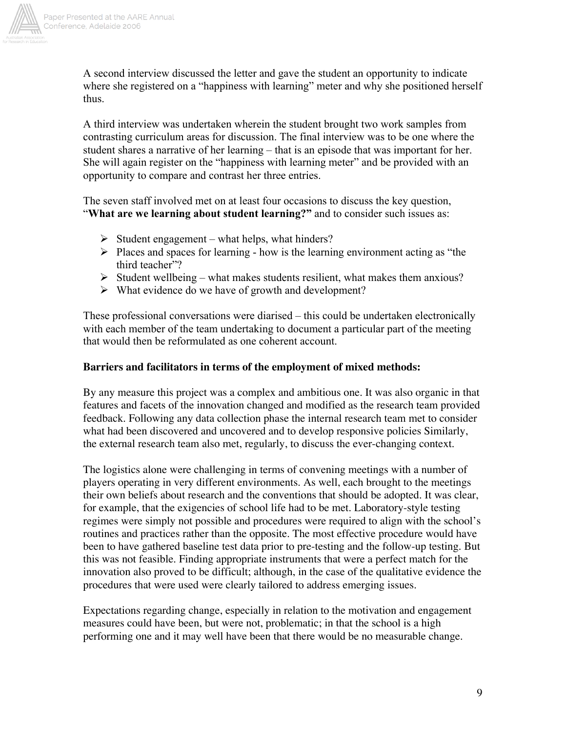A second interview discussed the letter and gave the student an opportunity to indicate where she registered on a "happiness with learning" meter and why she positioned herself thus.

A third interview was undertaken wherein the student brought two work samples from contrasting curriculum areas for discussion. The final interview was to be one where the student shares a narrative of her learning – that is an episode that was important for her. She will again register on the "happiness with learning meter" and be provided with an opportunity to compare and contrast her three entries.

The seven staff involved met on at least four occasions to discuss the key question, "**What are we learning about student learning?"** and to consider such issues as:

- Student engagement – what helps, what hinders?
- Places and spaces for learning - how is the learning environment acting as "the third teacher"?
- Student wellbeing – what makes students resilient, what makes them anxious?
- What evidence do we have of growth and development?

These professional conversations were diarised – this could be undertaken electronically with each member of the team undertaking to document a particular part of the meeting that would then be reformulated as one coherent account.

**Barriers and facilitators in terms of the employment of mixed methods:**

By any measure this project was a complex and ambitious one. It was also organic in that features and facets of the innovation changed and modified as the research team provided feedback. Following any data collection phase the internal research team met to consider what had been discovered and uncovered and to develop responsive policies Similarly, the external research team also met, regularly, to discuss the ever-changing context.

The logistics alone were challenging in terms of convening meetings with a number of players operating in very different environments. As well, each brought to the meetings their own beliefs about research and the conventions that should be adopted. It was clear, for example, that the exigencies of school life had to be met. Laboratory-style testing regimes were simply not possible and procedures were required to align with the school's routines and practices rather than the opposite. The most effective procedure would have been to have gathered baseline test data prior to pre-testing and the follow-up testing. But this was not feasible. Finding appropriate instruments that were a perfect match for the innovation also proved to be difficult; although, in the case of the qualitative evidence the procedures that were used were clearly tailored to address emerging issues.

Expectations regarding change, especially in relation to the motivation and engagement measures could have been, but were not, problematic; in that the school is a high performing one and it may well have been that there would be no measurable change.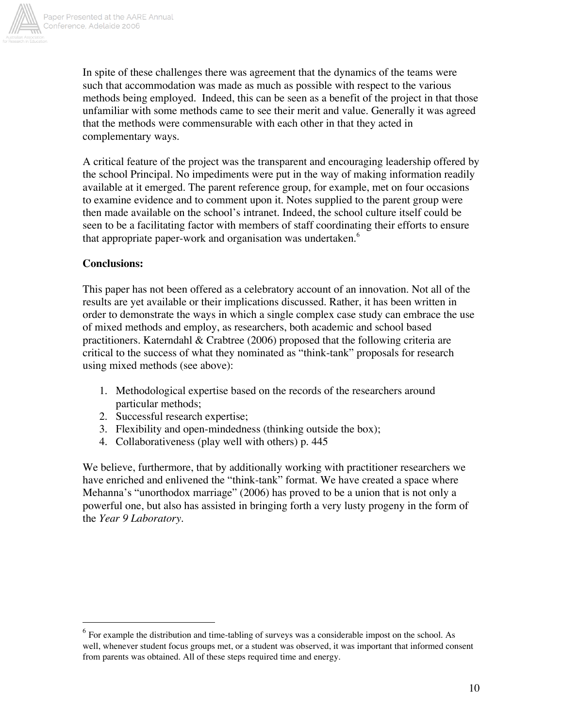In spite of these challenges there was agreement that the dynamics of the teams were such that accommodation was made as much as possible with respect to the various methods being employed. Indeed, this can be seen as a benefit of the project in that those unfamiliar with some methods came to see their merit and value. Generally it was agreed that the methods were commensurable with each other in that they acted in complementary ways.

A critical feature of the project was the transparent and encouraging leadership offered by the school Principal. No impediments were put in the way of making information readily available at it emerged. The parent reference group, for example, met on four occasions to examine evidence and to comment upon it. Notes supplied to the parent group were then made available on the school's intranet. Indeed, the school culture itself could be seen to be a facilitating factor with members of staff coordinating their efforts to ensure that appropriate paper-work and organisation was undertaken.[6]

**Conclusions:**

This paper has not been offered as a celebratory account of an innovation. Not all of the results are yet available or their implications discussed. Rather, it has been written in order to demonstrate the ways in which a single complex case study can embrace the use of mixed methods and employ, as researchers, both academic and school based practitioners. Katerndahl & Crabtree (2006) proposed that the following criteria are critical to the success of what they nominated as "think-tank" proposals for research using mixed methods (see above):

1. Methodological expertise based on the records of the researchers around particular methods;
2. Successful research expertise;
3. Flexibility and open-mindedness (thinking outside the box);
4. Collaborativeness (play well with others) p. 445

We believe, furthermore, that by additionally working with practitioner researchers we have enriched and enlivened the "think-tank" format. We have created a space where Mehanna's "unorthodox marriage" (2006) has proved to be a union that is not only a powerful one, but also has assisted in bringing forth a very lusty progeny in the form of the *Year 9 Laboratory*.

---

[6] For example the distribution and time-tabling of surveys was a considerable impost on the school. As well, whenever student focus groups met, or a student was observed, it was important that informed consent from parents was obtained. All of these steps required time and energy.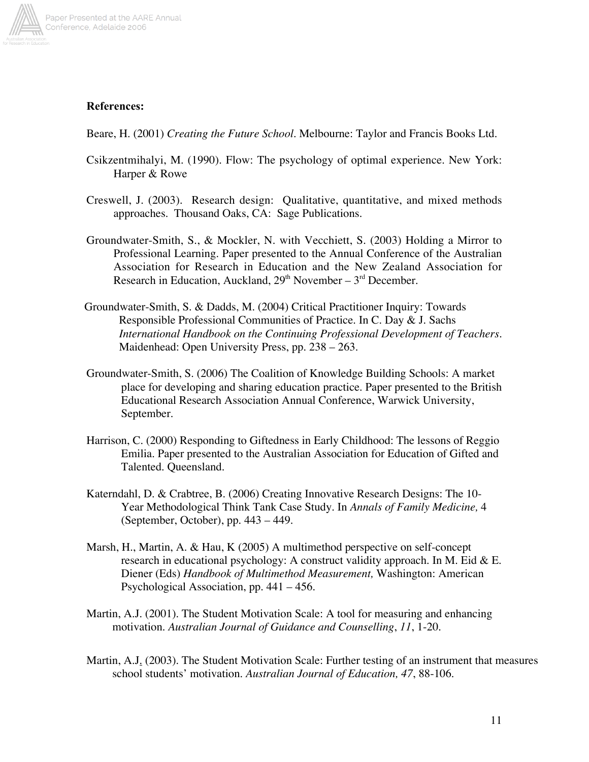**References:**

Beare, H. (2001) *Creating the Future School*. Melbourne: Taylor and Francis Books Ltd.

Csikzentmihalyi, M. (1990). Flow: The psychology of optimal experience. New York: Harper & Rowe

Creswell, J. (2003). Research design: Qualitative, quantitative, and mixed methods approaches. Thousand Oaks, CA: Sage Publications.

Groundwater-Smith, S., & Mockler, N. with Vecchiett, S. (2003) Holding a Mirror to Professional Learning. Paper presented to the Annual Conference of the Australian Association for Research in Education and the New Zealand Association for Research in Education, Auckland, 29th November – 3rd December.

Groundwater-Smith, S. & Dadds, M. (2004) Critical Practitioner Inquiry: Towards Responsible Professional Communities of Practice. In C. Day & J. Sachs *International Handbook on the Continuing Professional Development of Teachers*. Maidenhead: Open University Press, pp. 238 – 263.

Groundwater-Smith, S. (2006) The Coalition of Knowledge Building Schools: A market place for developing and sharing education practice. Paper presented to the British Educational Research Association Annual Conference, Warwick University, September.

Harrison, C. (2000) Responding to Giftedness in Early Childhood: The lessons of Reggio Emilia. Paper presented to the Australian Association for Education of Gifted and Talented. Queensland.

Katerndahl, D. & Crabtree, B. (2006) Creating Innovative Research Designs: The 10-Year Methodological Think Tank Case Study. In *Annals of Family Medicine,* 4 (September, October), pp. 443 – 449.

Marsh, H., Martin, A. & Hau, K (2005) A multimethod perspective on self-concept research in educational psychology: A construct validity approach. In M. Eid & E. Diener (Eds) *Handbook of Multimethod Measurement,* Washington: American Psychological Association, pp. 441 – 456.

Martin, A.J. (2001). The Student Motivation Scale: A tool for measuring and enhancing motivation. *Australian Journal of Guidance and Counselling*, *11*, 1-20.

Martin, A.J. (2003). The Student Motivation Scale: Further testing of an instrument that measures school students' motivation. *Australian Journal of Education, 47*, 88-106.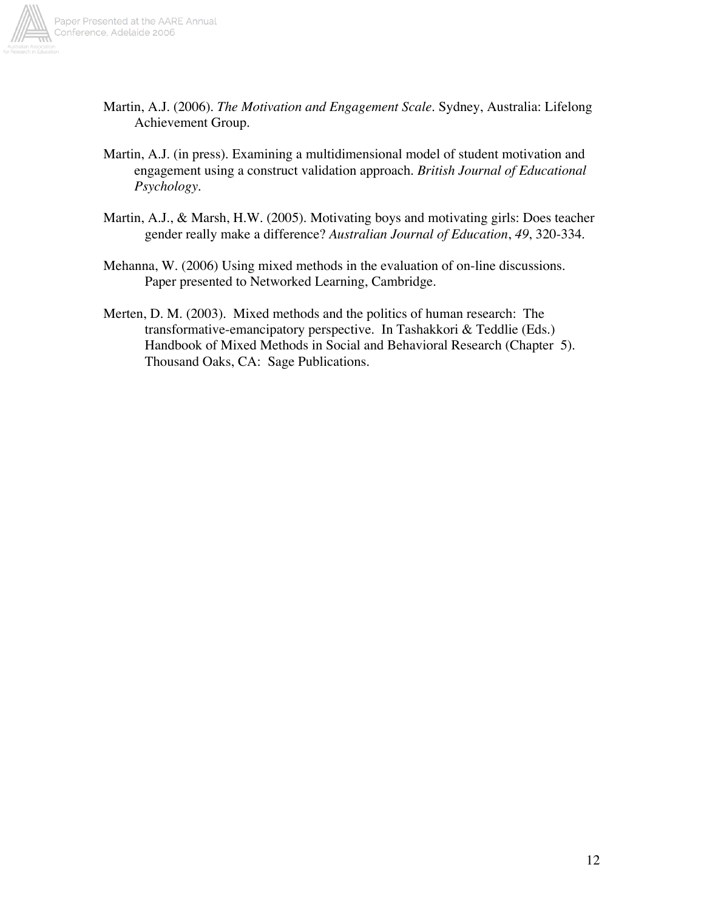Martin, A.J. (2006). *The Motivation and Engagement Scale*. Sydney, Australia: Lifelong Achievement Group.

Martin, A.J. (in press). Examining a multidimensional model of student motivation and engagement using a construct validation approach. *British Journal of Educational Psychology*.

Martin, A.J., & Marsh, H.W. (2005). Motivating boys and motivating girls: Does teacher gender really make a difference? *Australian Journal of Education*, *49*, 320-334.

Mehanna, W. (2006) Using mixed methods in the evaluation of on-line discussions. Paper presented to Networked Learning, Cambridge.

Merten, D. M. (2003). Mixed methods and the politics of human research: The transformative-emancipatory perspective. In Tashakkori & Teddlie (Eds.) Handbook of Mixed Methods in Social and Behavioral Research (Chapter 5). Thousand Oaks, CA: Sage Publications.